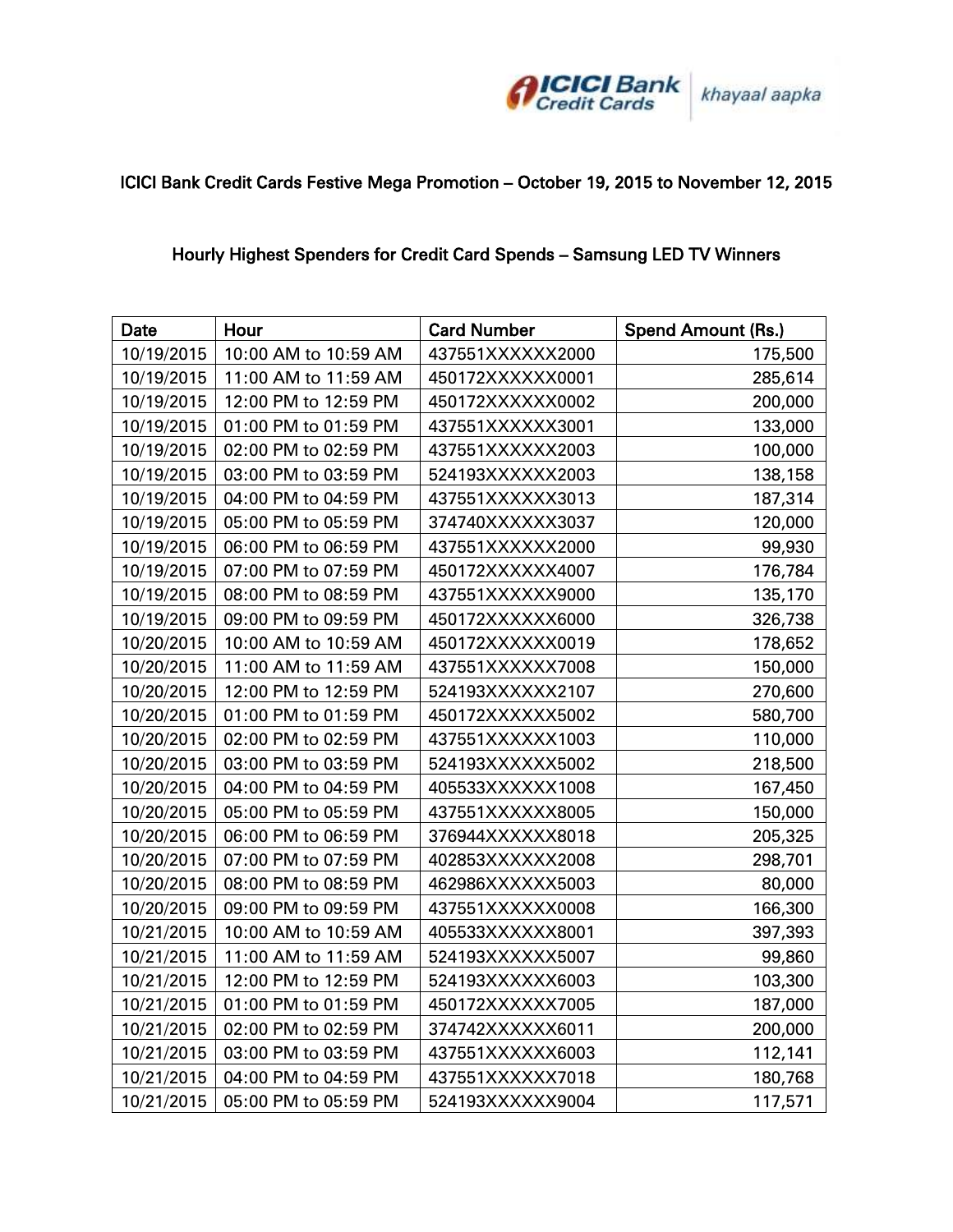ICICI Bank Credit Cards | khayaal aapka

## ICICI Bank Credit Cards Festive Mega Promotion – October 19, 2015 to November 12, 2015

### Hourly Highest Spenders for Credit Card Spends – Samsung LED TV Winners

| Date | Hour | Card Number | Spend Amount (Rs.) |
|---|---|---|---|
| 10/19/2015 | 10:00 AM to 10:59 AM | 437551XXXXXX2000 | 175,500 |
| 10/19/2015 | 11:00 AM to 11:59 AM | 450172XXXXXX0001 | 285,614 |
| 10/19/2015 | 12:00 PM to 12:59 PM | 450172XXXXXX0002 | 200,000 |
| 10/19/2015 | 01:00 PM to 01:59 PM | 437551XXXXXX3001 | 133,000 |
| 10/19/2015 | 02:00 PM to 02:59 PM | 437551XXXXXX2003 | 100,000 |
| 10/19/2015 | 03:00 PM to 03:59 PM | 524193XXXXXX2003 | 138,158 |
| 10/19/2015 | 04:00 PM to 04:59 PM | 437551XXXXXX3013 | 187,314 |
| 10/19/2015 | 05:00 PM to 05:59 PM | 374740XXXXXX3037 | 120,000 |
| 10/19/2015 | 06:00 PM to 06:59 PM | 437551XXXXXX2000 | 99,930 |
| 10/19/2015 | 07:00 PM to 07:59 PM | 450172XXXXXX4007 | 176,784 |
| 10/19/2015 | 08:00 PM to 08:59 PM | 437551XXXXXX9000 | 135,170 |
| 10/19/2015 | 09:00 PM to 09:59 PM | 450172XXXXXX6000 | 326,738 |
| 10/20/2015 | 10:00 AM to 10:59 AM | 450172XXXXXX0019 | 178,652 |
| 10/20/2015 | 11:00 AM to 11:59 AM | 437551XXXXXX7008 | 150,000 |
| 10/20/2015 | 12:00 PM to 12:59 PM | 524193XXXXXX2107 | 270,600 |
| 10/20/2015 | 01:00 PM to 01:59 PM | 450172XXXXXX5002 | 580,700 |
| 10/20/2015 | 02:00 PM to 02:59 PM | 437551XXXXXX1003 | 110,000 |
| 10/20/2015 | 03:00 PM to 03:59 PM | 524193XXXXXX5002 | 218,500 |
| 10/20/2015 | 04:00 PM to 04:59 PM | 405533XXXXXX1008 | 167,450 |
| 10/20/2015 | 05:00 PM to 05:59 PM | 437551XXXXXX8005 | 150,000 |
| 10/20/2015 | 06:00 PM to 06:59 PM | 376944XXXXXX8018 | 205,325 |
| 10/20/2015 | 07:00 PM to 07:59 PM | 402853XXXXXX2008 | 298,701 |
| 10/20/2015 | 08:00 PM to 08:59 PM | 462986XXXXXX5003 | 80,000 |
| 10/20/2015 | 09:00 PM to 09:59 PM | 437551XXXXXX0008 | 166,300 |
| 10/21/2015 | 10:00 AM to 10:59 AM | 405533XXXXXX8001 | 397,393 |
| 10/21/2015 | 11:00 AM to 11:59 AM | 524193XXXXXX5007 | 99,860 |
| 10/21/2015 | 12:00 PM to 12:59 PM | 524193XXXXXX6003 | 103,300 |
| 10/21/2015 | 01:00 PM to 01:59 PM | 450172XXXXXX7005 | 187,000 |
| 10/21/2015 | 02:00 PM to 02:59 PM | 374742XXXXXX6011 | 200,000 |
| 10/21/2015 | 03:00 PM to 03:59 PM | 437551XXXXXX6003 | 112,141 |
| 10/21/2015 | 04:00 PM to 04:59 PM | 437551XXXXXX7018 | 180,768 |
| 10/21/2015 | 05:00 PM to 05:59 PM | 524193XXXXXX9004 | 117,571 |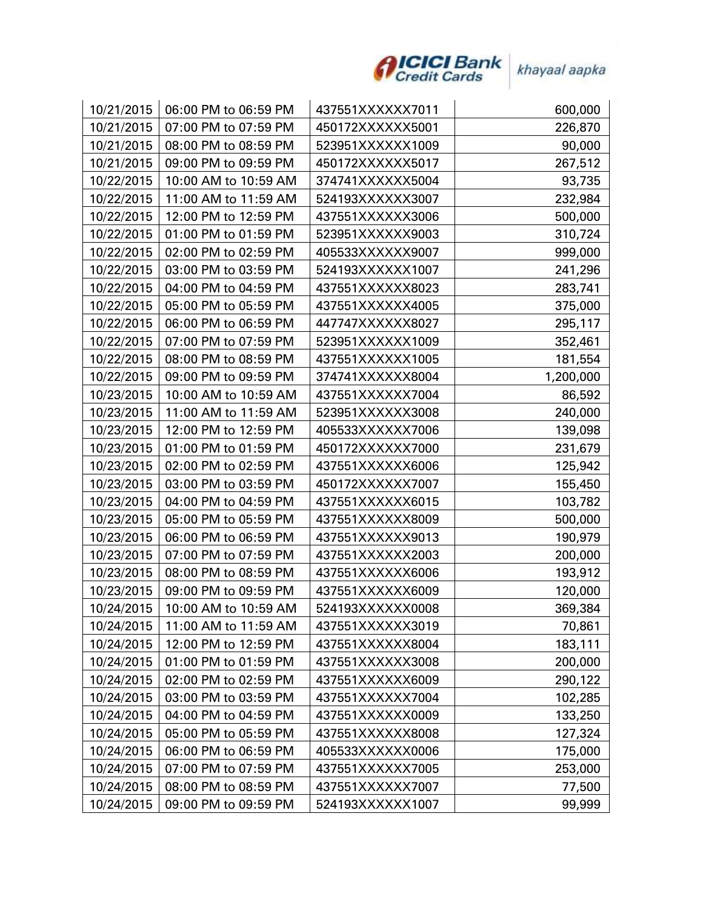| | | | |
|---|---|---|---|
| 10/21/2015 | 06:00 PM to 06:59 PM | 437551XXXXXX7011 | 600,000 |
| 10/21/2015 | 07:00 PM to 07:59 PM | 450172XXXXXX5001 | 226,870 |
| 10/21/2015 | 08:00 PM to 08:59 PM | 523951XXXXXX1009 | 90,000 |
| 10/21/2015 | 09:00 PM to 09:59 PM | 450172XXXXXX5017 | 267,512 |
| 10/22/2015 | 10:00 AM to 10:59 AM | 374741XXXXXX5004 | 93,735 |
| 10/22/2015 | 11:00 AM to 11:59 AM | 524193XXXXXX3007 | 232,984 |
| 10/22/2015 | 12:00 PM to 12:59 PM | 437551XXXXXX3006 | 500,000 |
| 10/22/2015 | 01:00 PM to 01:59 PM | 523951XXXXXX9003 | 310,724 |
| 10/22/2015 | 02:00 PM to 02:59 PM | 405533XXXXXX9007 | 999,000 |
| 10/22/2015 | 03:00 PM to 03:59 PM | 524193XXXXXX1007 | 241,296 |
| 10/22/2015 | 04:00 PM to 04:59 PM | 437551XXXXXX8023 | 283,741 |
| 10/22/2015 | 05:00 PM to 05:59 PM | 437551XXXXXX4005 | 375,000 |
| 10/22/2015 | 06:00 PM to 06:59 PM | 447747XXXXXX8027 | 295,117 |
| 10/22/2015 | 07:00 PM to 07:59 PM | 523951XXXXXX1009 | 352,461 |
| 10/22/2015 | 08:00 PM to 08:59 PM | 437551XXXXXX1005 | 181,554 |
| 10/22/2015 | 09:00 PM to 09:59 PM | 374741XXXXXX8004 | 1,200,000 |
| 10/23/2015 | 10:00 AM to 10:59 AM | 437551XXXXXX7004 | 86,592 |
| 10/23/2015 | 11:00 AM to 11:59 AM | 523951XXXXXX3008 | 240,000 |
| 10/23/2015 | 12:00 PM to 12:59 PM | 405533XXXXXX7006 | 139,098 |
| 10/23/2015 | 01:00 PM to 01:59 PM | 450172XXXXXX7000 | 231,679 |
| 10/23/2015 | 02:00 PM to 02:59 PM | 437551XXXXXX6006 | 125,942 |
| 10/23/2015 | 03:00 PM to 03:59 PM | 450172XXXXXX7007 | 155,450 |
| 10/23/2015 | 04:00 PM to 04:59 PM | 437551XXXXXX6015 | 103,782 |
| 10/23/2015 | 05:00 PM to 05:59 PM | 437551XXXXXX8009 | 500,000 |
| 10/23/2015 | 06:00 PM to 06:59 PM | 437551XXXXXX9013 | 190,979 |
| 10/23/2015 | 07:00 PM to 07:59 PM | 437551XXXXXX2003 | 200,000 |
| 10/23/2015 | 08:00 PM to 08:59 PM | 437551XXXXXX6006 | 193,912 |
| 10/23/2015 | 09:00 PM to 09:59 PM | 437551XXXXXX6009 | 120,000 |
| 10/24/2015 | 10:00 AM to 10:59 AM | 524193XXXXXX0008 | 369,384 |
| 10/24/2015 | 11:00 AM to 11:59 AM | 437551XXXXXX3019 | 70,861 |
| 10/24/2015 | 12:00 PM to 12:59 PM | 437551XXXXXX8004 | 183,111 |
| 10/24/2015 | 01:00 PM to 01:59 PM | 437551XXXXXX3008 | 200,000 |
| 10/24/2015 | 02:00 PM to 02:59 PM | 437551XXXXXX6009 | 290,122 |
| 10/24/2015 | 03:00 PM to 03:59 PM | 437551XXXXXX7004 | 102,285 |
| 10/24/2015 | 04:00 PM to 04:59 PM | 437551XXXXXX0009 | 133,250 |
| 10/24/2015 | 05:00 PM to 05:59 PM | 437551XXXXXX8008 | 127,324 |
| 10/24/2015 | 06:00 PM to 06:59 PM | 405533XXXXXX0006 | 175,000 |
| 10/24/2015 | 07:00 PM to 07:59 PM | 437551XXXXXX7005 | 253,000 |
| 10/24/2015 | 08:00 PM to 08:59 PM | 437551XXXXXX7007 | 77,500 |
| 10/24/2015 | 09:00 PM to 09:59 PM | 524193XXXXXX1007 | 99,999 |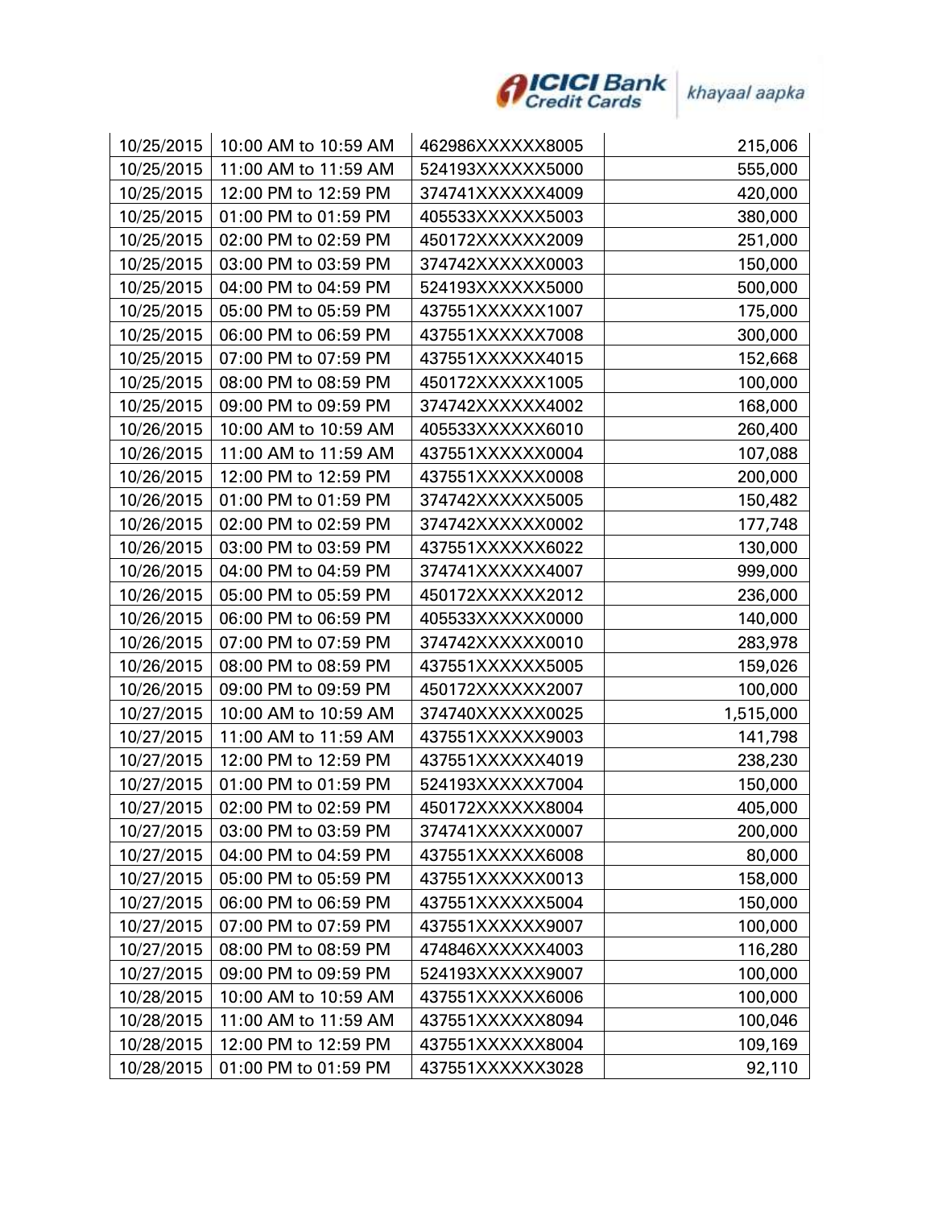| | | | |
|---|---|---|---|
| 10/25/2015 | 10:00 AM to 10:59 AM | 462986XXXXXX8005 | 215,006 |
| 10/25/2015 | 11:00 AM to 11:59 AM | 524193XXXXXX5000 | 555,000 |
| 10/25/2015 | 12:00 PM to 12:59 PM | 374741XXXXXX4009 | 420,000 |
| 10/25/2015 | 01:00 PM to 01:59 PM | 405533XXXXXX5003 | 380,000 |
| 10/25/2015 | 02:00 PM to 02:59 PM | 450172XXXXXX2009 | 251,000 |
| 10/25/2015 | 03:00 PM to 03:59 PM | 374742XXXXXX0003 | 150,000 |
| 10/25/2015 | 04:00 PM to 04:59 PM | 524193XXXXXX5000 | 500,000 |
| 10/25/2015 | 05:00 PM to 05:59 PM | 437551XXXXXX1007 | 175,000 |
| 10/25/2015 | 06:00 PM to 06:59 PM | 437551XXXXXX7008 | 300,000 |
| 10/25/2015 | 07:00 PM to 07:59 PM | 437551XXXXXX4015 | 152,668 |
| 10/25/2015 | 08:00 PM to 08:59 PM | 450172XXXXXX1005 | 100,000 |
| 10/25/2015 | 09:00 PM to 09:59 PM | 374742XXXXXX4002 | 168,000 |
| 10/26/2015 | 10:00 AM to 10:59 AM | 405533XXXXXX6010 | 260,400 |
| 10/26/2015 | 11:00 AM to 11:59 AM | 437551XXXXXX0004 | 107,088 |
| 10/26/2015 | 12:00 PM to 12:59 PM | 437551XXXXXX0008 | 200,000 |
| 10/26/2015 | 01:00 PM to 01:59 PM | 374742XXXXXX5005 | 150,482 |
| 10/26/2015 | 02:00 PM to 02:59 PM | 374742XXXXXX0002 | 177,748 |
| 10/26/2015 | 03:00 PM to 03:59 PM | 437551XXXXXX6022 | 130,000 |
| 10/26/2015 | 04:00 PM to 04:59 PM | 374741XXXXXX4007 | 999,000 |
| 10/26/2015 | 05:00 PM to 05:59 PM | 450172XXXXXX2012 | 236,000 |
| 10/26/2015 | 06:00 PM to 06:59 PM | 405533XXXXXX0000 | 140,000 |
| 10/26/2015 | 07:00 PM to 07:59 PM | 374742XXXXXX0010 | 283,978 |
| 10/26/2015 | 08:00 PM to 08:59 PM | 437551XXXXXX5005 | 159,026 |
| 10/26/2015 | 09:00 PM to 09:59 PM | 450172XXXXXX2007 | 100,000 |
| 10/27/2015 | 10:00 AM to 10:59 AM | 374740XXXXXX0025 | 1,515,000 |
| 10/27/2015 | 11:00 AM to 11:59 AM | 437551XXXXXX9003 | 141,798 |
| 10/27/2015 | 12:00 PM to 12:59 PM | 437551XXXXXX4019 | 238,230 |
| 10/27/2015 | 01:00 PM to 01:59 PM | 524193XXXXXX7004 | 150,000 |
| 10/27/2015 | 02:00 PM to 02:59 PM | 450172XXXXXX8004 | 405,000 |
| 10/27/2015 | 03:00 PM to 03:59 PM | 374741XXXXXX0007 | 200,000 |
| 10/27/2015 | 04:00 PM to 04:59 PM | 437551XXXXXX6008 | 80,000 |
| 10/27/2015 | 05:00 PM to 05:59 PM | 437551XXXXXX0013 | 158,000 |
| 10/27/2015 | 06:00 PM to 06:59 PM | 437551XXXXXX5004 | 150,000 |
| 10/27/2015 | 07:00 PM to 07:59 PM | 437551XXXXXX9007 | 100,000 |
| 10/27/2015 | 08:00 PM to 08:59 PM | 474846XXXXXX4003 | 116,280 |
| 10/27/2015 | 09:00 PM to 09:59 PM | 524193XXXXXX9007 | 100,000 |
| 10/28/2015 | 10:00 AM to 10:59 AM | 437551XXXXXX6006 | 100,000 |
| 10/28/2015 | 11:00 AM to 11:59 AM | 437551XXXXXX8094 | 100,046 |
| 10/28/2015 | 12:00 PM to 12:59 PM | 437551XXXXXX8004 | 109,169 |
| 10/28/2015 | 01:00 PM to 01:59 PM | 437551XXXXXX3028 | 92,110 |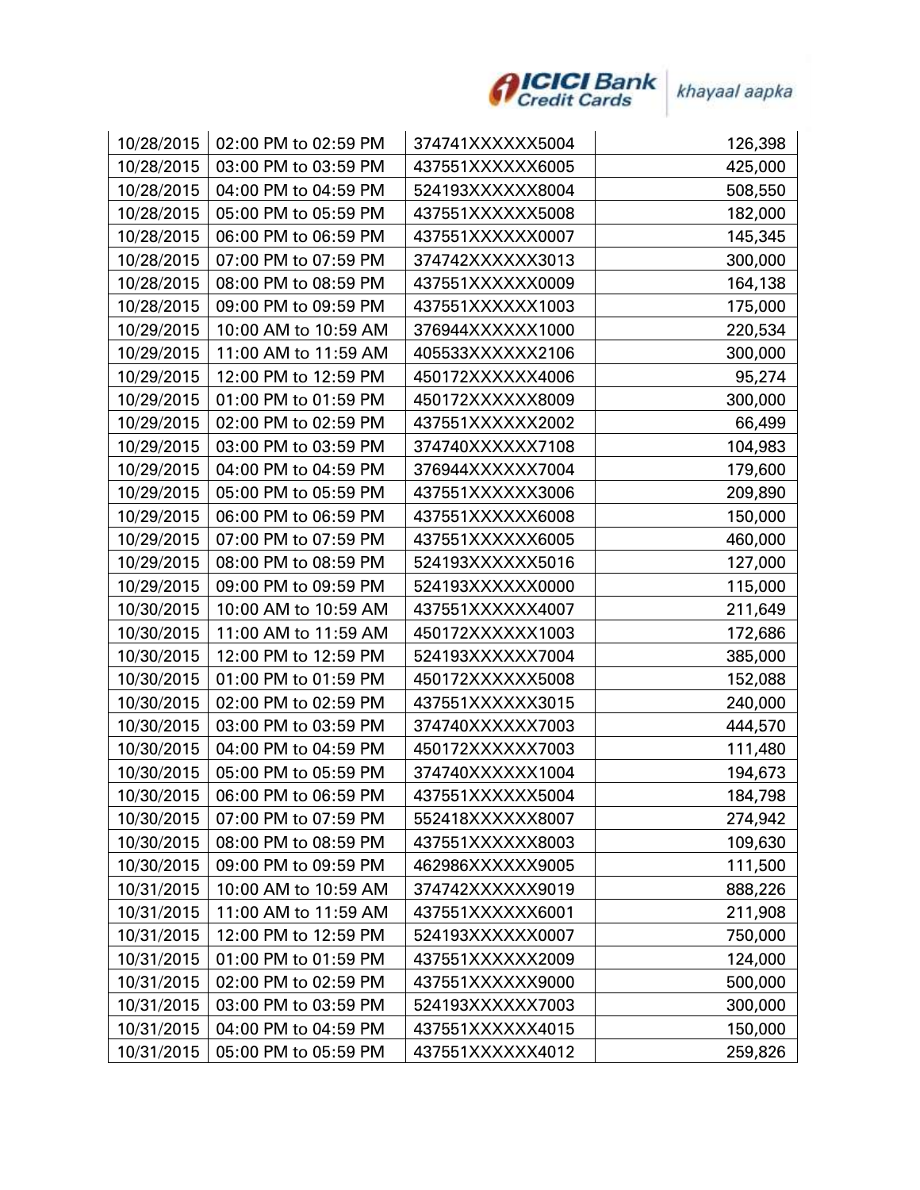| 10/28/2015 | 02:00 PM to 02:59 PM | 374741XXXXXX5004 | 126,398 |
|---|---|---|---|
| 10/28/2015 | 03:00 PM to 03:59 PM | 437551XXXXXX6005 | 425,000 |
| 10/28/2015 | 04:00 PM to 04:59 PM | 524193XXXXXX8004 | 508,550 |
| 10/28/2015 | 05:00 PM to 05:59 PM | 437551XXXXXX5008 | 182,000 |
| 10/28/2015 | 06:00 PM to 06:59 PM | 437551XXXXXX0007 | 145,345 |
| 10/28/2015 | 07:00 PM to 07:59 PM | 374742XXXXXX3013 | 300,000 |
| 10/28/2015 | 08:00 PM to 08:59 PM | 437551XXXXXX0009 | 164,138 |
| 10/28/2015 | 09:00 PM to 09:59 PM | 437551XXXXXX1003 | 175,000 |
| 10/29/2015 | 10:00 AM to 10:59 AM | 376944XXXXXX1000 | 220,534 |
| 10/29/2015 | 11:00 AM to 11:59 AM | 405533XXXXXX2106 | 300,000 |
| 10/29/2015 | 12:00 PM to 12:59 PM | 450172XXXXXX4006 | 95,274 |
| 10/29/2015 | 01:00 PM to 01:59 PM | 450172XXXXXX8009 | 300,000 |
| 10/29/2015 | 02:00 PM to 02:59 PM | 437551XXXXXX2002 | 66,499 |
| 10/29/2015 | 03:00 PM to 03:59 PM | 374740XXXXXX7108 | 104,983 |
| 10/29/2015 | 04:00 PM to 04:59 PM | 376944XXXXXX7004 | 179,600 |
| 10/29/2015 | 05:00 PM to 05:59 PM | 437551XXXXXX3006 | 209,890 |
| 10/29/2015 | 06:00 PM to 06:59 PM | 437551XXXXXX6008 | 150,000 |
| 10/29/2015 | 07:00 PM to 07:59 PM | 437551XXXXXX6005 | 460,000 |
| 10/29/2015 | 08:00 PM to 08:59 PM | 524193XXXXXX5016 | 127,000 |
| 10/29/2015 | 09:00 PM to 09:59 PM | 524193XXXXXX0000 | 115,000 |
| 10/30/2015 | 10:00 AM to 10:59 AM | 437551XXXXXX4007 | 211,649 |
| 10/30/2015 | 11:00 AM to 11:59 AM | 450172XXXXXX1003 | 172,686 |
| 10/30/2015 | 12:00 PM to 12:59 PM | 524193XXXXXX7004 | 385,000 |
| 10/30/2015 | 01:00 PM to 01:59 PM | 450172XXXXXX5008 | 152,088 |
| 10/30/2015 | 02:00 PM to 02:59 PM | 437551XXXXXX3015 | 240,000 |
| 10/30/2015 | 03:00 PM to 03:59 PM | 374740XXXXXX7003 | 444,570 |
| 10/30/2015 | 04:00 PM to 04:59 PM | 450172XXXXXX7003 | 111,480 |
| 10/30/2015 | 05:00 PM to 05:59 PM | 374740XXXXXX1004 | 194,673 |
| 10/30/2015 | 06:00 PM to 06:59 PM | 437551XXXXXX5004 | 184,798 |
| 10/30/2015 | 07:00 PM to 07:59 PM | 552418XXXXXX8007 | 274,942 |
| 10/30/2015 | 08:00 PM to 08:59 PM | 437551XXXXXX8003 | 109,630 |
| 10/30/2015 | 09:00 PM to 09:59 PM | 462986XXXXXX9005 | 111,500 |
| 10/31/2015 | 10:00 AM to 10:59 AM | 374742XXXXXX9019 | 888,226 |
| 10/31/2015 | 11:00 AM to 11:59 AM | 437551XXXXXX6001 | 211,908 |
| 10/31/2015 | 12:00 PM to 12:59 PM | 524193XXXXXX0007 | 750,000 |
| 10/31/2015 | 01:00 PM to 01:59 PM | 437551XXXXXX2009 | 124,000 |
| 10/31/2015 | 02:00 PM to 02:59 PM | 437551XXXXXX9000 | 500,000 |
| 10/31/2015 | 03:00 PM to 03:59 PM | 524193XXXXXX7003 | 300,000 |
| 10/31/2015 | 04:00 PM to 04:59 PM | 437551XXXXXX4015 | 150,000 |
| 10/31/2015 | 05:00 PM to 05:59 PM | 437551XXXXXX4012 | 259,826 |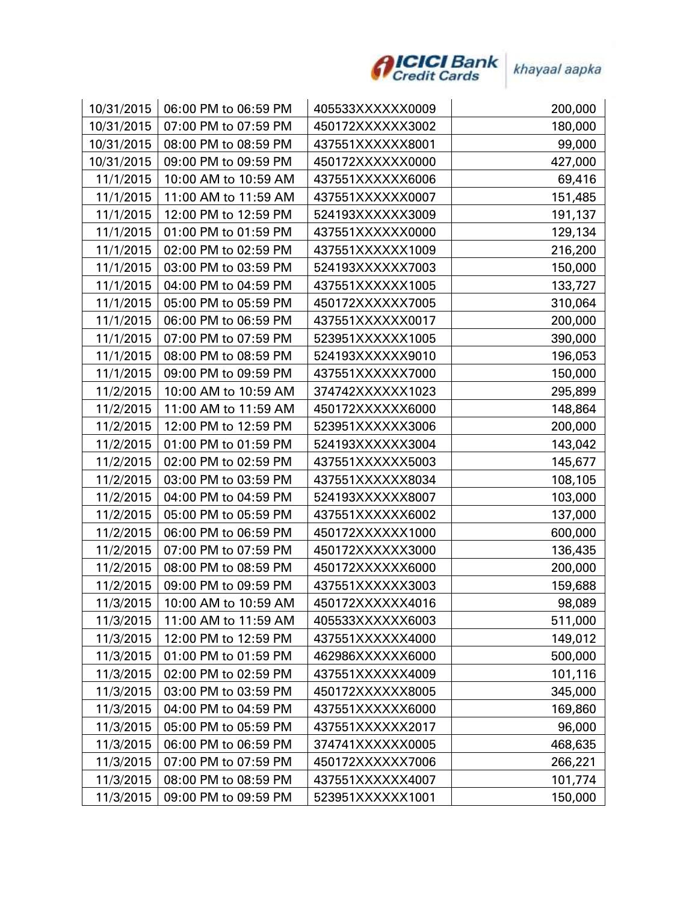| 10/31/2015 | 06:00 PM to 06:59 PM | 405533XXXXXX0009 | 200,000 |
|---|---|---|---|
| 10/31/2015 | 07:00 PM to 07:59 PM | 450172XXXXXX3002 | 180,000 |
| 10/31/2015 | 08:00 PM to 08:59 PM | 437551XXXXXX8001 | 99,000 |
| 10/31/2015 | 09:00 PM to 09:59 PM | 450172XXXXXX0000 | 427,000 |
| 11/1/2015 | 10:00 AM to 10:59 AM | 437551XXXXXX6006 | 69,416 |
| 11/1/2015 | 11:00 AM to 11:59 AM | 437551XXXXXX0007 | 151,485 |
| 11/1/2015 | 12:00 PM to 12:59 PM | 524193XXXXXX3009 | 191,137 |
| 11/1/2015 | 01:00 PM to 01:59 PM | 437551XXXXXX0000 | 129,134 |
| 11/1/2015 | 02:00 PM to 02:59 PM | 437551XXXXXX1009 | 216,200 |
| 11/1/2015 | 03:00 PM to 03:59 PM | 524193XXXXXX7003 | 150,000 |
| 11/1/2015 | 04:00 PM to 04:59 PM | 437551XXXXXX1005 | 133,727 |
| 11/1/2015 | 05:00 PM to 05:59 PM | 450172XXXXXX7005 | 310,064 |
| 11/1/2015 | 06:00 PM to 06:59 PM | 437551XXXXXX0017 | 200,000 |
| 11/1/2015 | 07:00 PM to 07:59 PM | 523951XXXXXX1005 | 390,000 |
| 11/1/2015 | 08:00 PM to 08:59 PM | 524193XXXXXX9010 | 196,053 |
| 11/1/2015 | 09:00 PM to 09:59 PM | 437551XXXXXX7000 | 150,000 |
| 11/2/2015 | 10:00 AM to 10:59 AM | 374742XXXXXX1023 | 295,899 |
| 11/2/2015 | 11:00 AM to 11:59 AM | 450172XXXXXX6000 | 148,864 |
| 11/2/2015 | 12:00 PM to 12:59 PM | 523951XXXXXX3006 | 200,000 |
| 11/2/2015 | 01:00 PM to 01:59 PM | 524193XXXXXX3004 | 143,042 |
| 11/2/2015 | 02:00 PM to 02:59 PM | 437551XXXXXX5003 | 145,677 |
| 11/2/2015 | 03:00 PM to 03:59 PM | 437551XXXXXX8034 | 108,105 |
| 11/2/2015 | 04:00 PM to 04:59 PM | 524193XXXXXX8007 | 103,000 |
| 11/2/2015 | 05:00 PM to 05:59 PM | 437551XXXXXX6002 | 137,000 |
| 11/2/2015 | 06:00 PM to 06:59 PM | 450172XXXXXX1000 | 600,000 |
| 11/2/2015 | 07:00 PM to 07:59 PM | 450172XXXXXX3000 | 136,435 |
| 11/2/2015 | 08:00 PM to 08:59 PM | 450172XXXXXX6000 | 200,000 |
| 11/2/2015 | 09:00 PM to 09:59 PM | 437551XXXXXX3003 | 159,688 |
| 11/3/2015 | 10:00 AM to 10:59 AM | 450172XXXXXX4016 | 98,089 |
| 11/3/2015 | 11:00 AM to 11:59 AM | 405533XXXXXX6003 | 511,000 |
| 11/3/2015 | 12:00 PM to 12:59 PM | 437551XXXXXX4000 | 149,012 |
| 11/3/2015 | 01:00 PM to 01:59 PM | 462986XXXXXX6000 | 500,000 |
| 11/3/2015 | 02:00 PM to 02:59 PM | 437551XXXXXX4009 | 101,116 |
| 11/3/2015 | 03:00 PM to 03:59 PM | 450172XXXXXX8005 | 345,000 |
| 11/3/2015 | 04:00 PM to 04:59 PM | 437551XXXXXX6000 | 169,860 |
| 11/3/2015 | 05:00 PM to 05:59 PM | 437551XXXXXX2017 | 96,000 |
| 11/3/2015 | 06:00 PM to 06:59 PM | 374741XXXXXX0005 | 468,635 |
| 11/3/2015 | 07:00 PM to 07:59 PM | 450172XXXXXX7006 | 266,221 |
| 11/3/2015 | 08:00 PM to 08:59 PM | 437551XXXXXX4007 | 101,774 |
| 11/3/2015 | 09:00 PM to 09:59 PM | 523951XXXXXX1001 | 150,000 |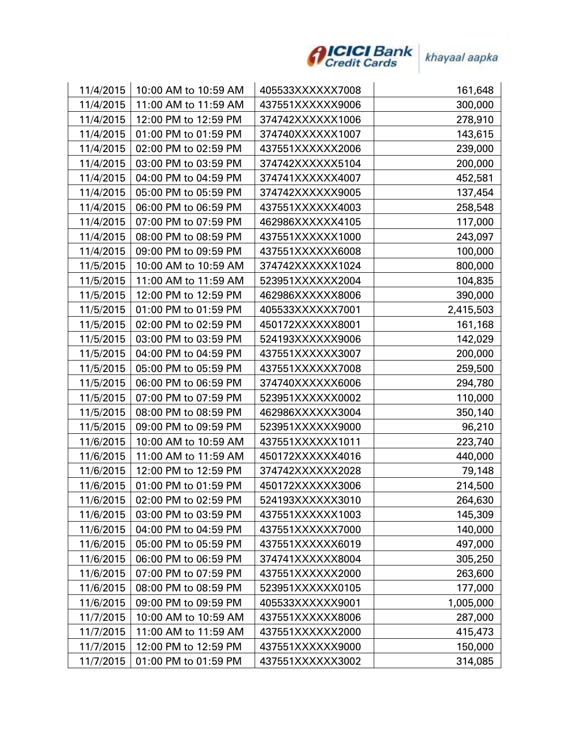| | | | |
|---|---|---|---|
| 11/4/2015 | 10:00 AM to 10:59 AM | 405533XXXXXX7008 | 161,648 |
| 11/4/2015 | 11:00 AM to 11:59 AM | 437551XXXXXX9006 | 300,000 |
| 11/4/2015 | 12:00 PM to 12:59 PM | 374742XXXXXX1006 | 278,910 |
| 11/4/2015 | 01:00 PM to 01:59 PM | 374740XXXXXX1007 | 143,615 |
| 11/4/2015 | 02:00 PM to 02:59 PM | 437551XXXXXX2006 | 239,000 |
| 11/4/2015 | 03:00 PM to 03:59 PM | 374742XXXXXX5104 | 200,000 |
| 11/4/2015 | 04:00 PM to 04:59 PM | 374741XXXXXX4007 | 452,581 |
| 11/4/2015 | 05:00 PM to 05:59 PM | 374742XXXXXX9005 | 137,454 |
| 11/4/2015 | 06:00 PM to 06:59 PM | 437551XXXXXX4003 | 258,548 |
| 11/4/2015 | 07:00 PM to 07:59 PM | 462986XXXXXX4105 | 117,000 |
| 11/4/2015 | 08:00 PM to 08:59 PM | 437551XXXXXX1000 | 243,097 |
| 11/4/2015 | 09:00 PM to 09:59 PM | 437551XXXXXX6008 | 100,000 |
| 11/5/2015 | 10:00 AM to 10:59 AM | 374742XXXXXX1024 | 800,000 |
| 11/5/2015 | 11:00 AM to 11:59 AM | 523951XXXXXX2004 | 104,835 |
| 11/5/2015 | 12:00 PM to 12:59 PM | 462986XXXXXX8006 | 390,000 |
| 11/5/2015 | 01:00 PM to 01:59 PM | 405533XXXXXX7001 | 2,415,503 |
| 11/5/2015 | 02:00 PM to 02:59 PM | 450172XXXXXX8001 | 161,168 |
| 11/5/2015 | 03:00 PM to 03:59 PM | 524193XXXXXX9006 | 142,029 |
| 11/5/2015 | 04:00 PM to 04:59 PM | 437551XXXXXX3007 | 200,000 |
| 11/5/2015 | 05:00 PM to 05:59 PM | 437551XXXXXX7008 | 259,500 |
| 11/5/2015 | 06:00 PM to 06:59 PM | 374740XXXXXX6006 | 294,780 |
| 11/5/2015 | 07:00 PM to 07:59 PM | 523951XXXXXX0002 | 110,000 |
| 11/5/2015 | 08:00 PM to 08:59 PM | 462986XXXXXX3004 | 350,140 |
| 11/5/2015 | 09:00 PM to 09:59 PM | 523951XXXXXX9000 | 96,210 |
| 11/6/2015 | 10:00 AM to 10:59 AM | 437551XXXXXX1011 | 223,740 |
| 11/6/2015 | 11:00 AM to 11:59 AM | 450172XXXXXX4016 | 440,000 |
| 11/6/2015 | 12:00 PM to 12:59 PM | 374742XXXXXX2028 | 79,148 |
| 11/6/2015 | 01:00 PM to 01:59 PM | 450172XXXXXX3006 | 214,500 |
| 11/6/2015 | 02:00 PM to 02:59 PM | 524193XXXXXX3010 | 264,630 |
| 11/6/2015 | 03:00 PM to 03:59 PM | 437551XXXXXX1003 | 145,309 |
| 11/6/2015 | 04:00 PM to 04:59 PM | 437551XXXXXX7000 | 140,000 |
| 11/6/2015 | 05:00 PM to 05:59 PM | 437551XXXXXX6019 | 497,000 |
| 11/6/2015 | 06:00 PM to 06:59 PM | 374741XXXXXX8004 | 305,250 |
| 11/6/2015 | 07:00 PM to 07:59 PM | 437551XXXXXX2000 | 263,600 |
| 11/6/2015 | 08:00 PM to 08:59 PM | 523951XXXXXX0105 | 177,000 |
| 11/6/2015 | 09:00 PM to 09:59 PM | 405533XXXXXX9001 | 1,005,000 |
| 11/7/2015 | 10:00 AM to 10:59 AM | 437551XXXXXX8006 | 287,000 |
| 11/7/2015 | 11:00 AM to 11:59 AM | 437551XXXXXX2000 | 415,473 |
| 11/7/2015 | 12:00 PM to 12:59 PM | 437551XXXXXX9000 | 150,000 |
| 11/7/2015 | 01:00 PM to 01:59 PM | 437551XXXXXX3002 | 314,085 |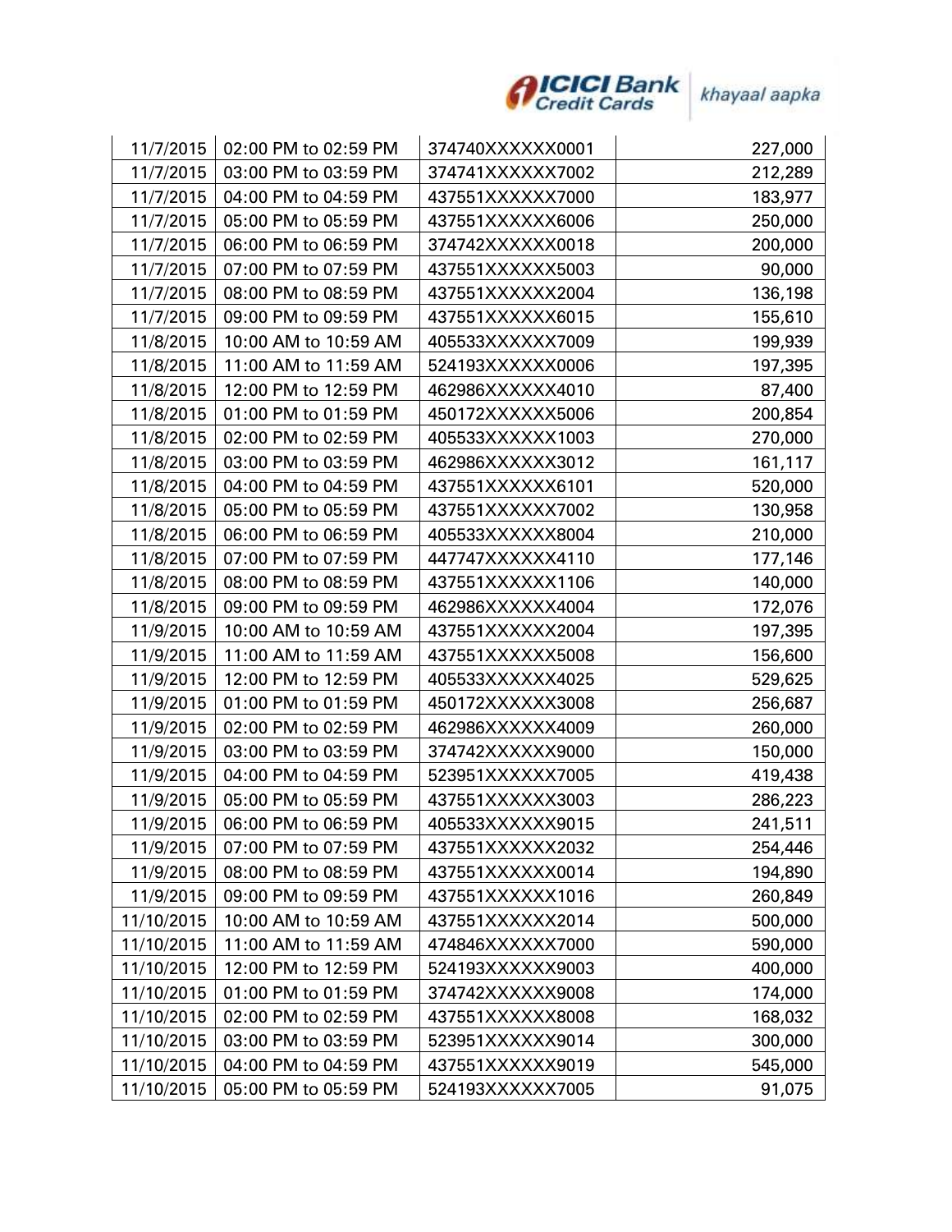| 11/7/2015 | 02:00 PM to 02:59 PM | 374740XXXXXX0001 | 227,000 |
|---|---|---|---|
| 11/7/2015 | 03:00 PM to 03:59 PM | 374741XXXXXX7002 | 212,289 |
| 11/7/2015 | 04:00 PM to 04:59 PM | 437551XXXXXX7000 | 183,977 |
| 11/7/2015 | 05:00 PM to 05:59 PM | 437551XXXXXX6006 | 250,000 |
| 11/7/2015 | 06:00 PM to 06:59 PM | 374742XXXXXX0018 | 200,000 |
| 11/7/2015 | 07:00 PM to 07:59 PM | 437551XXXXXX5003 | 90,000 |
| 11/7/2015 | 08:00 PM to 08:59 PM | 437551XXXXXX2004 | 136,198 |
| 11/7/2015 | 09:00 PM to 09:59 PM | 437551XXXXXX6015 | 155,610 |
| 11/8/2015 | 10:00 AM to 10:59 AM | 405533XXXXXX7009 | 199,939 |
| 11/8/2015 | 11:00 AM to 11:59 AM | 524193XXXXXX0006 | 197,395 |
| 11/8/2015 | 12:00 PM to 12:59 PM | 462986XXXXXX4010 | 87,400 |
| 11/8/2015 | 01:00 PM to 01:59 PM | 450172XXXXXX5006 | 200,854 |
| 11/8/2015 | 02:00 PM to 02:59 PM | 405533XXXXXX1003 | 270,000 |
| 11/8/2015 | 03:00 PM to 03:59 PM | 462986XXXXXX3012 | 161,117 |
| 11/8/2015 | 04:00 PM to 04:59 PM | 437551XXXXXX6101 | 520,000 |
| 11/8/2015 | 05:00 PM to 05:59 PM | 437551XXXXXX7002 | 130,958 |
| 11/8/2015 | 06:00 PM to 06:59 PM | 405533XXXXXX8004 | 210,000 |
| 11/8/2015 | 07:00 PM to 07:59 PM | 447747XXXXXX4110 | 177,146 |
| 11/8/2015 | 08:00 PM to 08:59 PM | 437551XXXXXX1106 | 140,000 |
| 11/8/2015 | 09:00 PM to 09:59 PM | 462986XXXXXX4004 | 172,076 |
| 11/9/2015 | 10:00 AM to 10:59 AM | 437551XXXXXX2004 | 197,395 |
| 11/9/2015 | 11:00 AM to 11:59 AM | 437551XXXXXX5008 | 156,600 |
| 11/9/2015 | 12:00 PM to 12:59 PM | 405533XXXXXX4025 | 529,625 |
| 11/9/2015 | 01:00 PM to 01:59 PM | 450172XXXXXX3008 | 256,687 |
| 11/9/2015 | 02:00 PM to 02:59 PM | 462986XXXXXX4009 | 260,000 |
| 11/9/2015 | 03:00 PM to 03:59 PM | 374742XXXXXX9000 | 150,000 |
| 11/9/2015 | 04:00 PM to 04:59 PM | 523951XXXXXX7005 | 419,438 |
| 11/9/2015 | 05:00 PM to 05:59 PM | 437551XXXXXX3003 | 286,223 |
| 11/9/2015 | 06:00 PM to 06:59 PM | 405533XXXXXX9015 | 241,511 |
| 11/9/2015 | 07:00 PM to 07:59 PM | 437551XXXXXX2032 | 254,446 |
| 11/9/2015 | 08:00 PM to 08:59 PM | 437551XXXXXX0014 | 194,890 |
| 11/9/2015 | 09:00 PM to 09:59 PM | 437551XXXXXX1016 | 260,849 |
| 11/10/2015 | 10:00 AM to 10:59 AM | 437551XXXXXX2014 | 500,000 |
| 11/10/2015 | 11:00 AM to 11:59 AM | 474846XXXXXX7000 | 590,000 |
| 11/10/2015 | 12:00 PM to 12:59 PM | 524193XXXXXX9003 | 400,000 |
| 11/10/2015 | 01:00 PM to 01:59 PM | 374742XXXXXX9008 | 174,000 |
| 11/10/2015 | 02:00 PM to 02:59 PM | 437551XXXXXX8008 | 168,032 |
| 11/10/2015 | 03:00 PM to 03:59 PM | 523951XXXXXX9014 | 300,000 |
| 11/10/2015 | 04:00 PM to 04:59 PM | 437551XXXXXX9019 | 545,000 |
| 11/10/2015 | 05:00 PM to 05:59 PM | 524193XXXXXX7005 | 91,075 |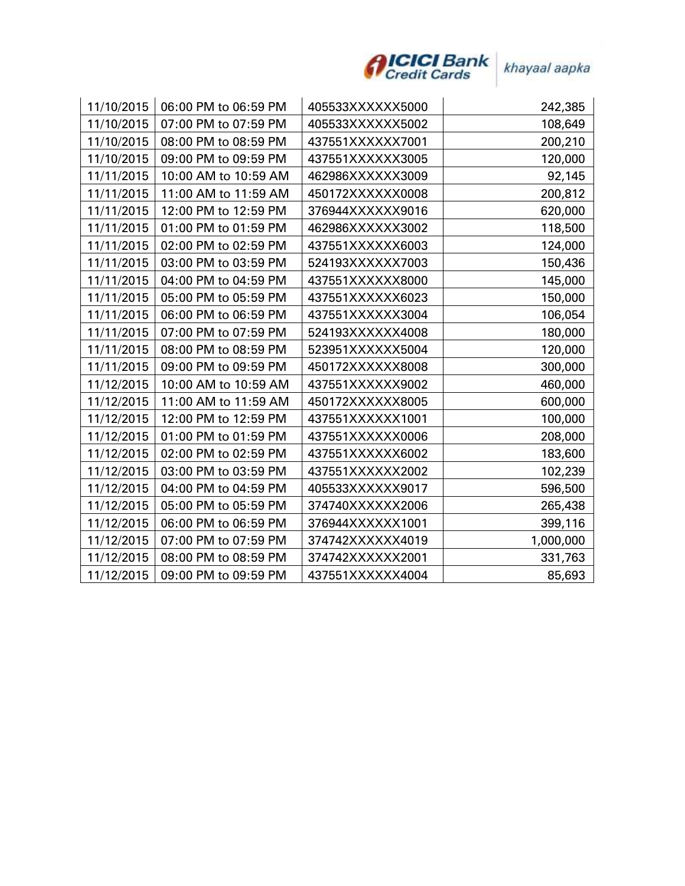| | | | |
|---|---|---|---|
| 11/10/2015 | 06:00 PM to 06:59 PM | 405533XXXXXX5000 | 242,385 |
| 11/10/2015 | 07:00 PM to 07:59 PM | 405533XXXXXX5002 | 108,649 |
| 11/10/2015 | 08:00 PM to 08:59 PM | 437551XXXXXX7001 | 200,210 |
| 11/10/2015 | 09:00 PM to 09:59 PM | 437551XXXXXX3005 | 120,000 |
| 11/11/2015 | 10:00 AM to 10:59 AM | 462986XXXXXX3009 | 92,145 |
| 11/11/2015 | 11:00 AM to 11:59 AM | 450172XXXXXX0008 | 200,812 |
| 11/11/2015 | 12:00 PM to 12:59 PM | 376944XXXXXX9016 | 620,000 |
| 11/11/2015 | 01:00 PM to 01:59 PM | 462986XXXXXX3002 | 118,500 |
| 11/11/2015 | 02:00 PM to 02:59 PM | 437551XXXXXX6003 | 124,000 |
| 11/11/2015 | 03:00 PM to 03:59 PM | 524193XXXXXX7003 | 150,436 |
| 11/11/2015 | 04:00 PM to 04:59 PM | 437551XXXXXX8000 | 145,000 |
| 11/11/2015 | 05:00 PM to 05:59 PM | 437551XXXXXX6023 | 150,000 |
| 11/11/2015 | 06:00 PM to 06:59 PM | 437551XXXXXX3004 | 106,054 |
| 11/11/2015 | 07:00 PM to 07:59 PM | 524193XXXXXX4008 | 180,000 |
| 11/11/2015 | 08:00 PM to 08:59 PM | 523951XXXXXX5004 | 120,000 |
| 11/11/2015 | 09:00 PM to 09:59 PM | 450172XXXXXX8008 | 300,000 |
| 11/12/2015 | 10:00 AM to 10:59 AM | 437551XXXXXX9002 | 460,000 |
| 11/12/2015 | 11:00 AM to 11:59 AM | 450172XXXXXX8005 | 600,000 |
| 11/12/2015 | 12:00 PM to 12:59 PM | 437551XXXXXX1001 | 100,000 |
| 11/12/2015 | 01:00 PM to 01:59 PM | 437551XXXXXX0006 | 208,000 |
| 11/12/2015 | 02:00 PM to 02:59 PM | 437551XXXXXX6002 | 183,600 |
| 11/12/2015 | 03:00 PM to 03:59 PM | 437551XXXXXX2002 | 102,239 |
| 11/12/2015 | 04:00 PM to 04:59 PM | 405533XXXXXX9017 | 596,500 |
| 11/12/2015 | 05:00 PM to 05:59 PM | 374740XXXXXX2006 | 265,438 |
| 11/12/2015 | 06:00 PM to 06:59 PM | 376944XXXXXX1001 | 399,116 |
| 11/12/2015 | 07:00 PM to 07:59 PM | 374742XXXXXX4019 | 1,000,000 |
| 11/12/2015 | 08:00 PM to 08:59 PM | 374742XXXXXX2001 | 331,763 |
| 11/12/2015 | 09:00 PM to 09:59 PM | 437551XXXXXX4004 | 85,693 |